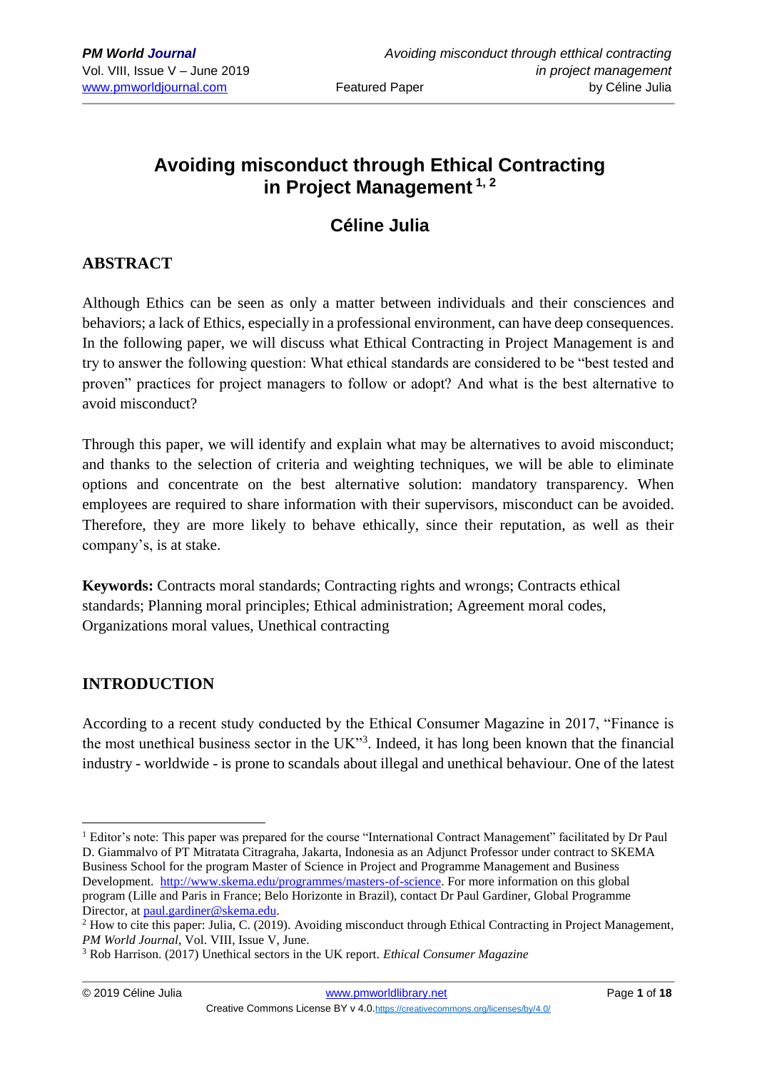# Avoiding misconduct through Ethical Contracting in Project Management [1, 2]

## Céline Julia

## ABSTRACT

Although Ethics can be seen as only a matter between individuals and their consciences and behaviors; a lack of Ethics, especially in a professional environment, can have deep consequences. In the following paper, we will discuss what Ethical Contracting in Project Management is and try to answer the following question: What ethical standards are considered to be "best tested and proven" practices for project managers to follow or adopt? And what is the best alternative to avoid misconduct?

Through this paper, we will identify and explain what may be alternatives to avoid misconduct; and thanks to the selection of criteria and weighting techniques, we will be able to eliminate options and concentrate on the best alternative solution: mandatory transparency. When employees are required to share information with their supervisors, misconduct can be avoided. Therefore, they are more likely to behave ethically, since their reputation, as well as their company's, is at stake.

**Keywords:** Contracts moral standards; Contracting rights and wrongs; Contracts ethical standards; Planning moral principles; Ethical administration; Agreement moral codes, Organizations moral values, Unethical contracting

## INTRODUCTION

According to a recent study conducted by the Ethical Consumer Magazine in 2017, "Finance is the most unethical business sector in the UK"[3]. Indeed, it has long been known that the financial industry - worldwide - is prone to scandals about illegal and unethical behaviour. One of the latest

---

[1] Editor's note: This paper was prepared for the course "International Contract Management" facilitated by Dr Paul D. Giammalvo of PT Mitratata Citragraha, Jakarta, Indonesia as an Adjunct Professor under contract to SKEMA Business School for the program Master of Science in Project and Programme Management and Business Development. http://www.skema.edu/programmes/masters-of-science. For more information on this global program (Lille and Paris in France; Belo Horizonte in Brazil), contact Dr Paul Gardiner, Global Programme Director, at paul.gardiner@skema.edu.

[2] How to cite this paper: Julia, C. (2019). Avoiding misconduct through Ethical Contracting in Project Management, *PM World Journal*, Vol. VIII, Issue V, June.

[3] Rob Harrison. (2017) Unethical sectors in the UK report. *Ethical Consumer Magazine*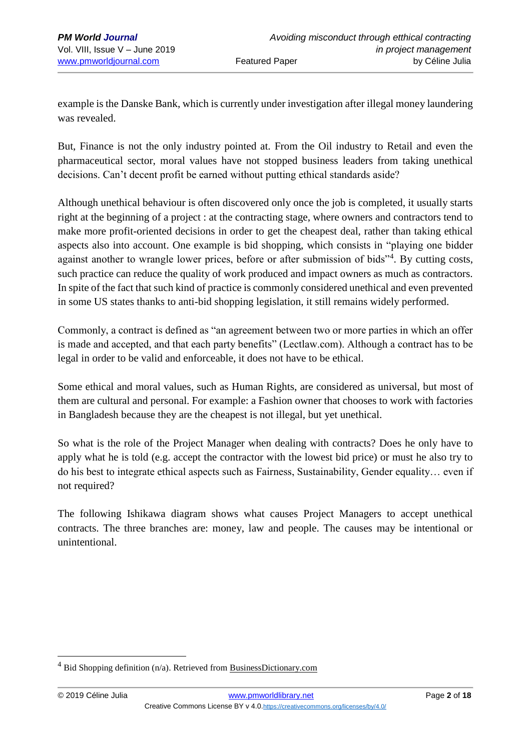example is the Danske Bank, which is currently under investigation after illegal money laundering was revealed.

But, Finance is not the only industry pointed at. From the Oil industry to Retail and even the pharmaceutical sector, moral values have not stopped business leaders from taking unethical decisions. Can't decent profit be earned without putting ethical standards aside?

Although unethical behaviour is often discovered only once the job is completed, it usually starts right at the beginning of a project : at the contracting stage, where owners and contractors tend to make more profit-oriented decisions in order to get the cheapest deal, rather than taking ethical aspects also into account. One example is bid shopping, which consists in "playing one bidder against another to wrangle lower prices, before or after submission of bids"[4]. By cutting costs, such practice can reduce the quality of work produced and impact owners as much as contractors. In spite of the fact that such kind of practice is commonly considered unethical and even prevented in some US states thanks to anti-bid shopping legislation, it still remains widely performed.

Commonly, a contract is defined as "an agreement between two or more parties in which an offer is made and accepted, and that each party benefits" (Lectlaw.com). Although a contract has to be legal in order to be valid and enforceable, it does not have to be ethical.

Some ethical and moral values, such as Human Rights, are considered as universal, but most of them are cultural and personal. For example: a Fashion owner that chooses to work with factories in Bangladesh because they are the cheapest is not illegal, but yet unethical.

So what is the role of the Project Manager when dealing with contracts? Does he only have to apply what he is told (e.g. accept the contractor with the lowest bid price) or must he also try to do his best to integrate ethical aspects such as Fairness, Sustainability, Gender equality… even if not required?

The following Ishikawa diagram shows what causes Project Managers to accept unethical contracts. The three branches are: money, law and people. The causes may be intentional or unintentional.

[4] Bid Shopping definition (n/a). Retrieved from BusinessDictionary.com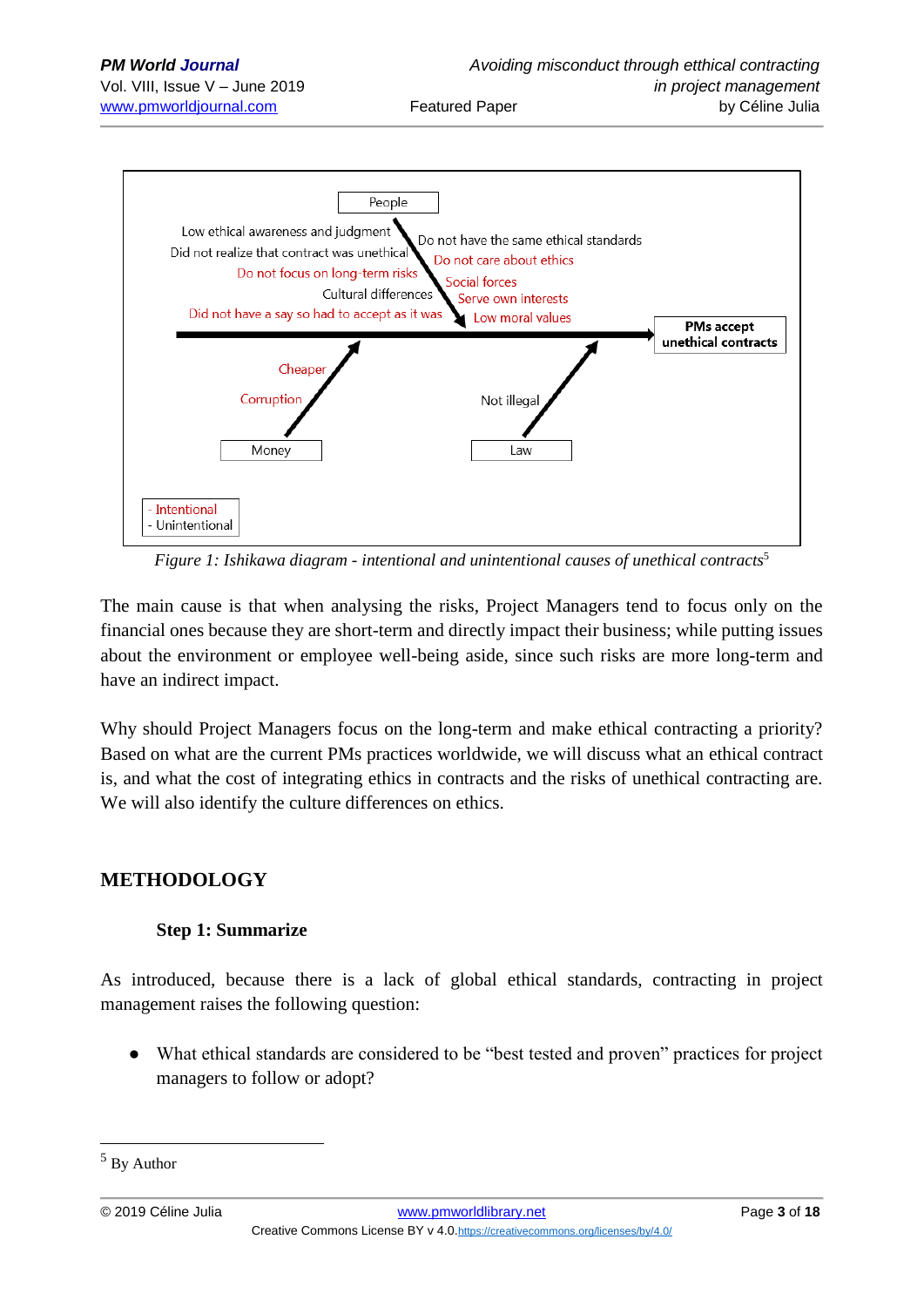People

Low ethical awareness and judgment
Did not realize that contract was unethical
Do not focus on long-term risks
Cultural differences
Did not have a say so had to accept as it was

Do not have the same ethical standards
Do not care about ethics
Social forces
Serve own interests
Low moral values

**PMs accept unethical contracts**

Cheaper
Corruption
Money

Not illegal
Law

- Intentional
- Unintentional

*Figure 1: Ishikawa diagram - intentional and unintentional causes of unethical contracts*[5]

The main cause is that when analysing the risks, Project Managers tend to focus only on the financial ones because they are short-term and directly impact their business; while putting issues about the environment or employee well-being aside, since such risks are more long-term and have an indirect impact.

Why should Project Managers focus on the long-term and make ethical contracting a priority? Based on what are the current PMs practices worldwide, we will discuss what an ethical contract is, and what the cost of integrating ethics in contracts and the risks of unethical contracting are. We will also identify the culture differences on ethics.

## METHODOLOGY

### Step 1: Summarize

As introduced, because there is a lack of global ethical standards, contracting in project management raises the following question:

- What ethical standards are considered to be "best tested and proven" practices for project managers to follow or adopt?

---

[5] By Author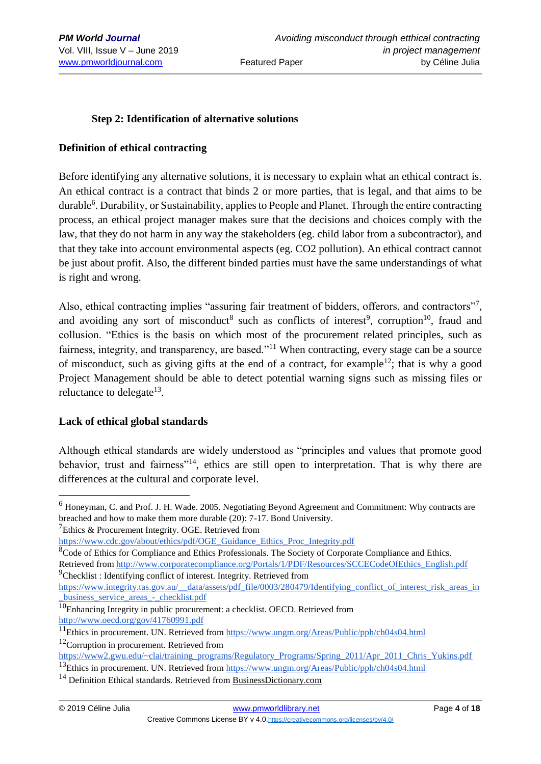**Step 2: Identification of alternative solutions**

**Definition of ethical contracting**

Before identifying any alternative solutions, it is necessary to explain what an ethical contract is. An ethical contract is a contract that binds 2 or more parties, that is legal, and that aims to be durable[6]. Durability, or Sustainability, applies to People and Planet. Through the entire contracting process, an ethical project manager makes sure that the decisions and choices comply with the law, that they do not harm in any way the stakeholders (eg. child labor from a subcontractor), and that they take into account environmental aspects (eg. CO2 pollution). An ethical contract cannot be just about profit. Also, the different binded parties must have the same understandings of what is right and wrong.

Also, ethical contracting implies "assuring fair treatment of bidders, offerors, and contractors"[7], and avoiding any sort of misconduct[8] such as conflicts of interest[9], corruption[10], fraud and collusion. "Ethics is the basis on which most of the procurement related principles, such as fairness, integrity, and transparency, are based."[11] When contracting, every stage can be a source of misconduct, such as giving gifts at the end of a contract, for example[12]; that is why a good Project Management should be able to detect potential warning signs such as missing files or reluctance to delegate[13].

**Lack of ethical global standards**

Although ethical standards are widely understood as "principles and values that promote good behavior, trust and fairness"[14], ethics are still open to interpretation. That is why there are differences at the cultural and corporate level.

---

[6] Honeyman, C. and Prof. J. H. Wade. 2005. Negotiating Beyond Agreement and Commitment: Why contracts are breached and how to make them more durable (20): 7-17. Bond University.

[7] Ethics & Procurement Integrity. OGE. Retrieved from https://www.cdc.gov/about/ethics/pdf/OGE_Guidance_Ethics_Proc_Integrity.pdf

[8] Code of Ethics for Compliance and Ethics Professionals. The Society of Corporate Compliance and Ethics. Retrieved from http://www.corporatecompliance.org/Portals/1/PDF/Resources/SCCECodeOfEthics_English.pdf

[9] Checklist : Identifying conflict of interest. Integrity. Retrieved from https://www.integrity.tas.gov.au/__data/assets/pdf_file/0003/280479/Identifying_conflict_of_interest_risk_areas_in_business_service_areas_-_checklist.pdf

[10] Enhancing Integrity in public procurement: a checklist. OECD. Retrieved from http://www.oecd.org/gov/41760991.pdf

[11] Ethics in procurement. UN. Retrieved from https://www.ungm.org/Areas/Public/pph/ch04s04.html

[12] Corruption in procurement. Retrieved from https://www2.gwu.edu/~clai/training_programs/Regulatory_Programs/Spring_2011/Apr_2011_Chris_Yukins.pdf

[13] Ethics in procurement. UN. Retrieved from https://www.ungm.org/Areas/Public/pph/ch04s04.html

[14] Definition Ethical standards. Retrieved from BusinessDictionary.com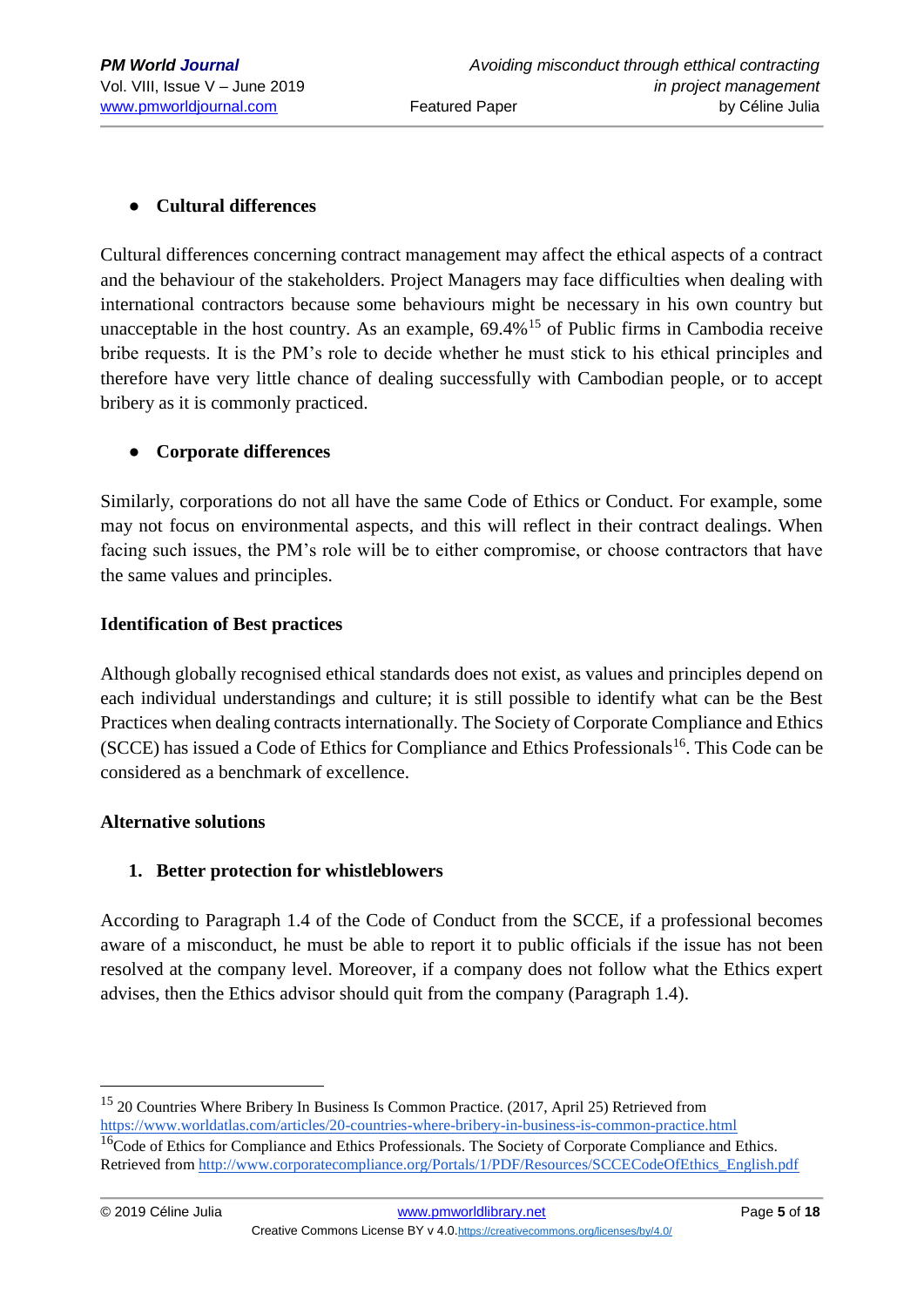- **Cultural differences**

Cultural differences concerning contract management may affect the ethical aspects of a contract and the behaviour of the stakeholders. Project Managers may face difficulties when dealing with international contractors because some behaviours might be necessary in his own country but unacceptable in the host country. As an example, 69.4%[15] of Public firms in Cambodia receive bribe requests. It is the PM's role to decide whether he must stick to his ethical principles and therefore have very little chance of dealing successfully with Cambodian people, or to accept bribery as it is commonly practiced.

- **Corporate differences**

Similarly, corporations do not all have the same Code of Ethics or Conduct. For example, some may not focus on environmental aspects, and this will reflect in their contract dealings. When facing such issues, the PM's role will be to either compromise, or choose contractors that have the same values and principles.

**Identification of Best practices**

Although globally recognised ethical standards does not exist, as values and principles depend on each individual understandings and culture; it is still possible to identify what can be the Best Practices when dealing contracts internationally. The Society of Corporate Compliance and Ethics (SCCE) has issued a Code of Ethics for Compliance and Ethics Professionals[16]. This Code can be considered as a benchmark of excellence.

**Alternative solutions**

1. **Better protection for whistleblowers**

According to Paragraph 1.4 of the Code of Conduct from the SCCE, if a professional becomes aware of a misconduct, he must be able to report it to public officials if the issue has not been resolved at the company level. Moreover, if a company does not follow what the Ethics expert advises, then the Ethics advisor should quit from the company (Paragraph 1.4).

---

[15] 20 Countries Where Bribery In Business Is Common Practice. (2017, April 25) Retrieved from https://www.worldatlas.com/articles/20-countries-where-bribery-in-business-is-common-practice.html

[16] Code of Ethics for Compliance and Ethics Professionals. The Society of Corporate Compliance and Ethics. Retrieved from http://www.corporatecompliance.org/Portals/1/PDF/Resources/SCCECodeOfEthics_English.pdf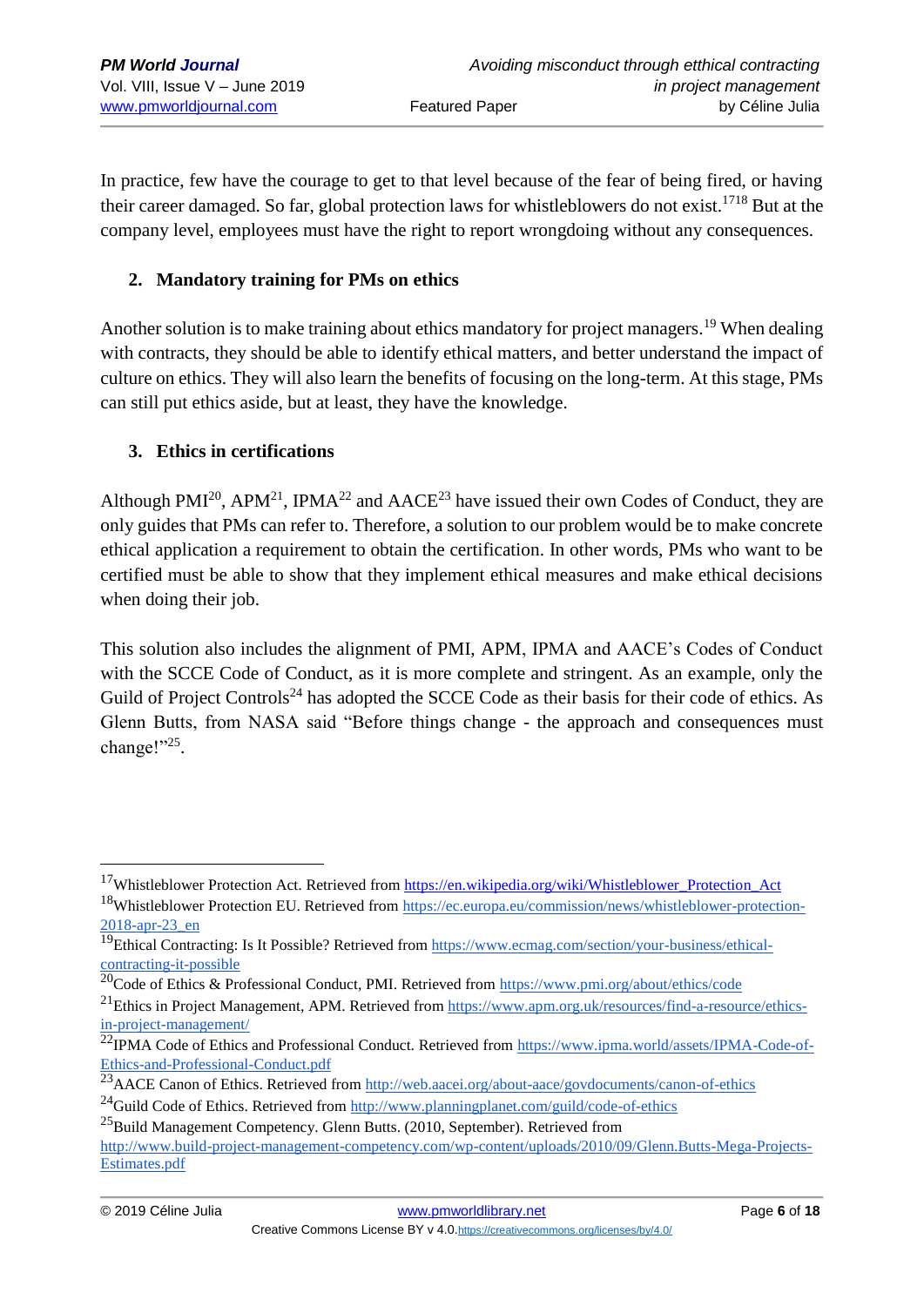In practice, few have the courage to get to that level because of the fear of being fired, or having their career damaged. So far, global protection laws for whistleblowers do not exist.[17][18] But at the company level, employees must have the right to report wrongdoing without any consequences.

### 2. Mandatory training for PMs on ethics

Another solution is to make training about ethics mandatory for project managers.[19] When dealing with contracts, they should be able to identify ethical matters, and better understand the impact of culture on ethics. They will also learn the benefits of focusing on the long-term. At this stage, PMs can still put ethics aside, but at least, they have the knowledge.

### 3. Ethics in certifications

Although PMI[20], APM[21], IPMA[22] and AACE[23] have issued their own Codes of Conduct, they are only guides that PMs can refer to. Therefore, a solution to our problem would be to make concrete ethical application a requirement to obtain the certification. In other words, PMs who want to be certified must be able to show that they implement ethical measures and make ethical decisions when doing their job.

This solution also includes the alignment of PMI, APM, IPMA and AACE's Codes of Conduct with the SCCE Code of Conduct, as it is more complete and stringent. As an example, only the Guild of Project Controls[24] has adopted the SCCE Code as their basis for their code of ethics. As Glenn Butts, from NASA said "Before things change - the approach and consequences must change!"[25].

---

[17] Whistleblower Protection Act. Retrieved from https://en.wikipedia.org/wiki/Whistleblower_Protection_Act

[18] Whistleblower Protection EU. Retrieved from https://ec.europa.eu/commission/news/whistleblower-protection-2018-apr-23_en

[19] Ethical Contracting: Is It Possible? Retrieved from https://www.ecmag.com/section/your-business/ethical-contracting-it-possible

[20] Code of Ethics & Professional Conduct, PMI. Retrieved from https://www.pmi.org/about/ethics/code

[21] Ethics in Project Management, APM. Retrieved from https://www.apm.org.uk/resources/find-a-resource/ethics-in-project-management/

[22] IPMA Code of Ethics and Professional Conduct. Retrieved from https://www.ipma.world/assets/IPMA-Code-of-Ethics-and-Professional-Conduct.pdf

[23] AACE Canon of Ethics. Retrieved from http://web.aacei.org/about-aace/govdocuments/canon-of-ethics

[24] Guild Code of Ethics. Retrieved from http://www.planningplanet.com/guild/code-of-ethics

[25] Build Management Competency. Glenn Butts. (2010, September). Retrieved from http://www.build-project-management-competency.com/wp-content/uploads/2010/09/Glenn.Butts-Mega-Projects-Estimates.pdf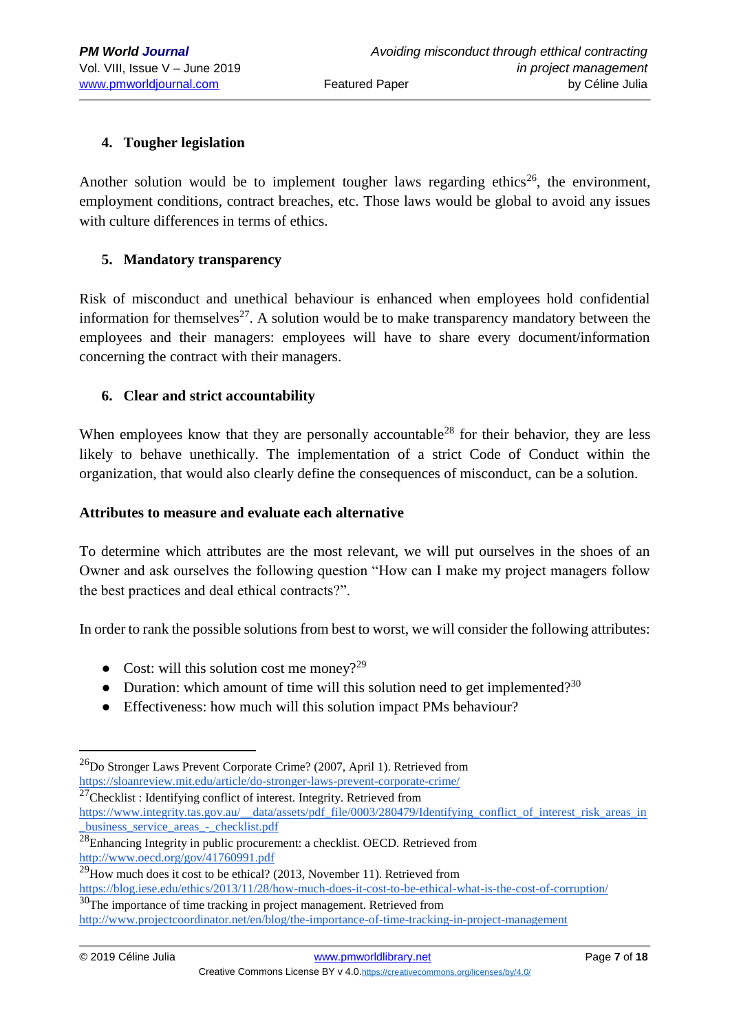### 4. Tougher legislation

Another solution would be to implement tougher laws regarding ethics[26], the environment, employment conditions, contract breaches, etc. Those laws would be global to avoid any issues with culture differences in terms of ethics.

### 5. Mandatory transparency

Risk of misconduct and unethical behaviour is enhanced when employees hold confidential information for themselves[27]. A solution would be to make transparency mandatory between the employees and their managers: employees will have to share every document/information concerning the contract with their managers.

### 6. Clear and strict accountability

When employees know that they are personally accountable[28] for their behavior, they are less likely to behave unethically. The implementation of a strict Code of Conduct within the organization, that would also clearly define the consequences of misconduct, can be a solution.

**Attributes to measure and evaluate each alternative**

To determine which attributes are the most relevant, we will put ourselves in the shoes of an Owner and ask ourselves the following question "How can I make my project managers follow the best practices and deal ethical contracts?".

In order to rank the possible solutions from best to worst, we will consider the following attributes:

- Cost: will this solution cost me money?[29]
- Duration: which amount of time will this solution need to get implemented?[30]
- Effectiveness: how much will this solution impact PMs behaviour?

---

[26] Do Stronger Laws Prevent Corporate Crime? (2007, April 1). Retrieved from https://sloanreview.mit.edu/article/do-stronger-laws-prevent-corporate-crime/

[27] Checklist : Identifying conflict of interest. Integrity. Retrieved from https://www.integrity.tas.gov.au/__data/assets/pdf_file/0003/280479/Identifying_conflict_of_interest_risk_areas_in_business_service_areas_-_checklist.pdf

[28] Enhancing Integrity in public procurement: a checklist. OECD. Retrieved from http://www.oecd.org/gov/41760991.pdf

[29] How much does it cost to be ethical? (2013, November 11). Retrieved from https://blog.iese.edu/ethics/2013/11/28/how-much-does-it-cost-to-be-ethical-what-is-the-cost-of-corruption/

[30] The importance of time tracking in project management. Retrieved from http://www.projectcoordinator.net/en/blog/the-importance-of-time-tracking-in-project-management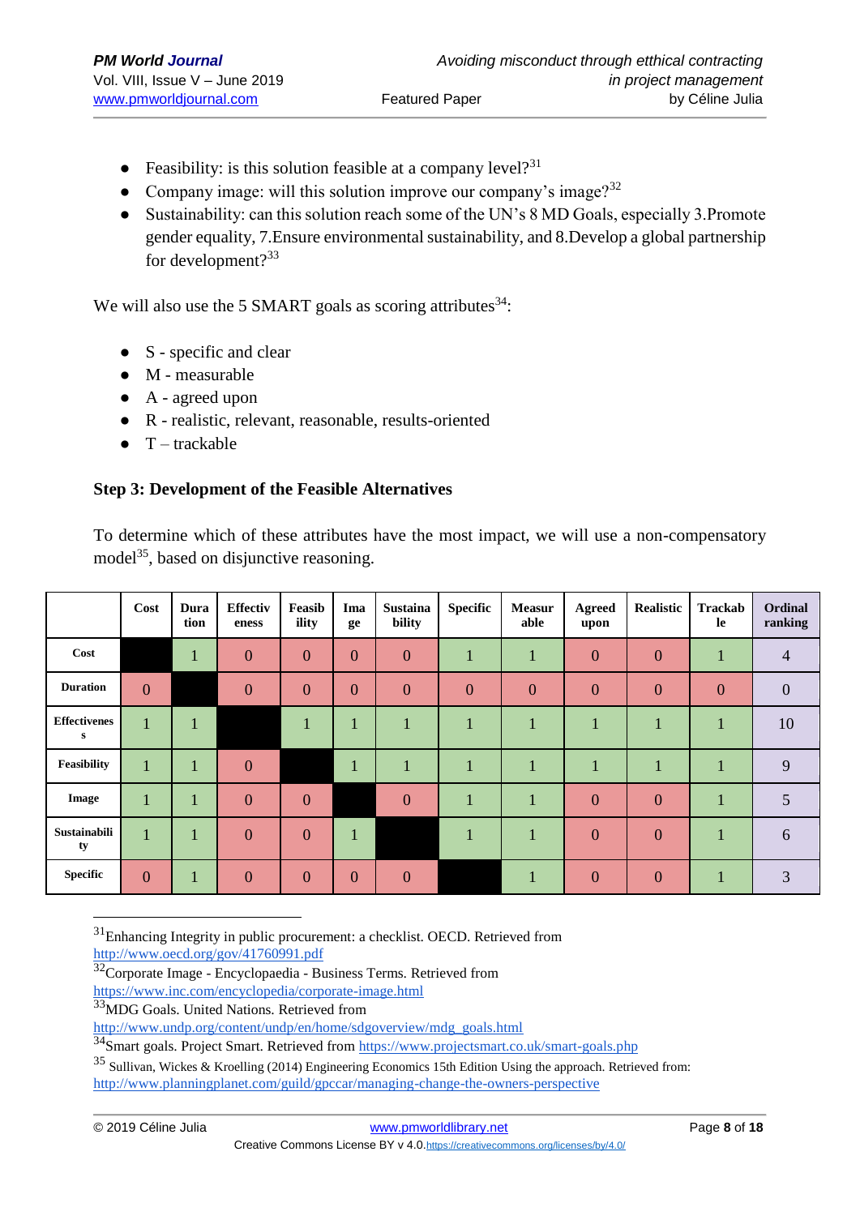- Feasibility: is this solution feasible at a company level?[31]
- Company image: will this solution improve our company's image?[32]
- Sustainability: can this solution reach some of the UN's 8 MD Goals, especially 3.Promote gender equality, 7.Ensure environmental sustainability, and 8.Develop a global partnership for development?[33]

We will also use the 5 SMART goals as scoring attributes[34]:

- S - specific and clear
- M - measurable
- A - agreed upon
- R - realistic, relevant, reasonable, results-oriented
- T – trackable

**Step 3: Development of the Feasible Alternatives**

To determine which of these attributes have the most impact, we will use a non-compensatory model[35], based on disjunctive reasoning.

| | Cost | Duration | Effectiveness | Feasibility | Image | Sustainability | Specific | Measurable | Agreed upon | Realistic | Trackable | Ordinal ranking |
|---|---|---|---|---|---|---|---|---|---|---|---|---|
| **Cost** | | 1 | 0 | 0 | 0 | 0 | 1 | 1 | 0 | 0 | 1 | 4 |
| **Duration** | 0 | | 0 | 0 | 0 | 0 | 0 | 0 | 0 | 0 | 0 | 0 |
| **Effectiveness** | 1 | 1 | | 1 | 1 | 1 | 1 | 1 | 1 | 1 | 1 | 10 |
| **Feasibility** | 1 | 1 | 0 | | 1 | 1 | 1 | 1 | 1 | 1 | 1 | 9 |
| **Image** | 1 | 1 | 0 | 0 | | 0 | 1 | 1 | 0 | 0 | 1 | 5 |
| **Sustainability** | 1 | 1 | 0 | 0 | 1 | | 1 | 1 | 0 | 0 | 1 | 6 |
| **Specific** | 0 | 1 | 0 | 0 | 0 | 0 | | 1 | 0 | 0 | 1 | 3 |

---

[31] Enhancing Integrity in public procurement: a checklist. OECD. Retrieved from http://www.oecd.org/gov/41760991.pdf

[32] Corporate Image - Encyclopaedia - Business Terms. Retrieved from https://www.inc.com/encyclopedia/corporate-image.html

[33] MDG Goals. United Nations. Retrieved from http://www.undp.org/content/undp/en/home/sdgoverview/mdg_goals.html

[34] Smart goals. Project Smart. Retrieved from https://www.projectsmart.co.uk/smart-goals.php

[35] Sullivan, Wickes & Kroelling (2014) Engineering Economics 15th Edition Using the approach. Retrieved from: http://www.planningplanet.com/guild/gpccar/managing-change-the-owners-perspective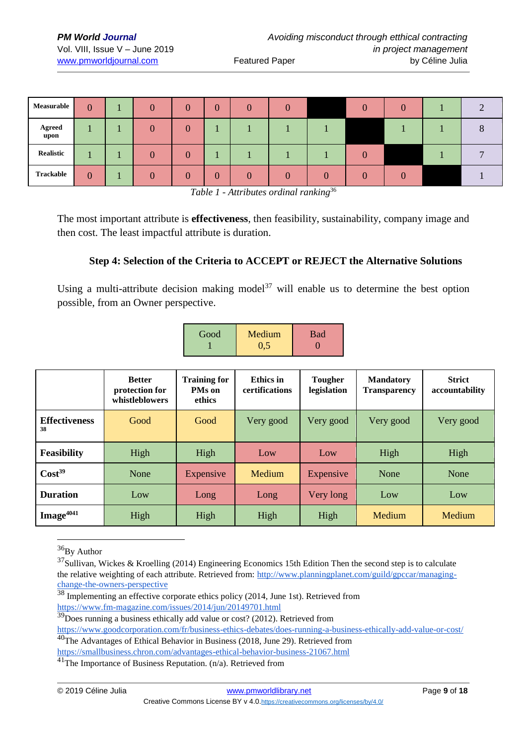| Measurable | 0 | 1 | 0 | 0 | 0 | 0 | 0 | | 0 | 0 | 1 | 2 |
|---|---|---|---|---|---|---|---|---|---|---|---|---|
| Agreed upon | 1 | 1 | 0 | 0 | 1 | 1 | 1 | 1 | | 1 | 1 | 8 |
| Realistic | 1 | 1 | 0 | 0 | 1 | 1 | 1 | 1 | 0 | | 1 | 7 |
| Trackable | 0 | 1 | 0 | 0 | 0 | 0 | 0 | 0 | 0 | 0 | | 1 |

*Table 1 - Attributes ordinal ranking*[36]

The most important attribute is **effectiveness**, then feasibility, sustainability, company image and then cost. The least impactful attribute is duration.

### Step 4: Selection of the Criteria to ACCEPT or REJECT the Alternative Solutions

Using a multi-attribute decision making model[37] will enable us to determine the best option possible, from an Owner perspective.

| Good | Medium | Bad |
|---|---|---|
| 1 | 0,5 | 0 |

| | Better protection for whistleblowers | Training for PMs on ethics | Ethics in certifications | Tougher legislation | Mandatory Transparency | Strict accountability |
|---|---|---|---|---|---|---|
| **Effectiveness**[38] | Good | Good | Very good | Very good | Very good | Very good |
| **Feasibility** | High | High | Low | Low | High | High |
| **Cost**[39] | None | Expensive | Medium | Expensive | None | None |
| **Duration** | Low | Long | Long | Very long | Low | Low |
| **Image**[40][41] | High | High | High | High | Medium | Medium |

---

[36] By Author

[37] Sullivan, Wickes & Kroelling (2014) Engineering Economics 15th Edition Then the second step is to calculate the relative weighting of each attribute. Retrieved from: http://www.planningplanet.com/guild/gpccar/managing-change-the-owners-perspective

[38] Implementing an effective corporate ethics policy (2014, June 1st). Retrieved from https://www.fm-magazine.com/issues/2014/jun/20149701.html

[39] Does running a business ethically add value or cost? (2012). Retrieved from https://www.goodcorporation.com/fr/business-ethics-debates/does-running-a-business-ethically-add-value-or-cost/

[40] The Advantages of Ethical Behavior in Business (2018, June 29). Retrieved from https://smallbusiness.chron.com/advantages-ethical-behavior-business-21067.html

[41] The Importance of Business Reputation. (n/a). Retrieved from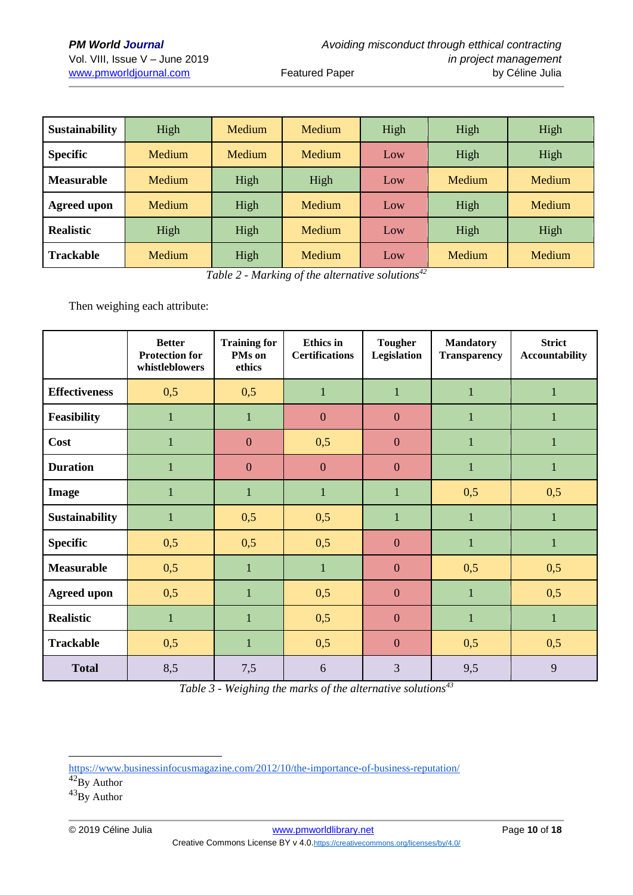| Sustainability | High | Medium | Medium | High | High | High |
|---|---|---|---|---|---|---|
| Specific | Medium | Medium | Medium | Low | High | High |
| Measurable | Medium | High | High | Low | Medium | Medium |
| Agreed upon | Medium | High | Medium | Low | High | Medium |
| Realistic | High | High | Medium | Low | High | High |
| Trackable | Medium | High | Medium | Low | Medium | Medium |

*Table 2 - Marking of the alternative solutions*[42]

Then weighing each attribute:

| | Better Protection for whistleblowers | Training for PMs on ethics | Ethics in Certifications | Tougher Legislation | Mandatory Transparency | Strict Accountability |
|---|---|---|---|---|---|---|
| **Effectiveness** | 0,5 | 0,5 | 1 | 1 | 1 | 1 |
| **Feasibility** | 1 | 1 | 0 | 0 | 1 | 1 |
| **Cost** | 1 | 0 | 0,5 | 0 | 1 | 1 |
| **Duration** | 1 | 0 | 0 | 0 | 1 | 1 |
| **Image** | 1 | 1 | 1 | 1 | 0,5 | 0,5 |
| **Sustainability** | 1 | 0,5 | 0,5 | 1 | 1 | 1 |
| **Specific** | 0,5 | 0,5 | 0,5 | 0 | 1 | 1 |
| **Measurable** | 0,5 | 1 | 1 | 0 | 0,5 | 0,5 |
| **Agreed upon** | 0,5 | 1 | 0,5 | 0 | 1 | 0,5 |
| **Realistic** | 1 | 1 | 0,5 | 0 | 1 | 1 |
| **Trackable** | 0,5 | 1 | 0,5 | 0 | 0,5 | 0,5 |
| **Total** | 8,5 | 7,5 | 6 | 3 | 9,5 | 9 |

*Table 3 - Weighing the marks of the alternative solutions*[43]

---

https://www.businessinfocusmagazine.com/2012/10/the-importance-of-business-reputation/

[42] By Author

[43] By Author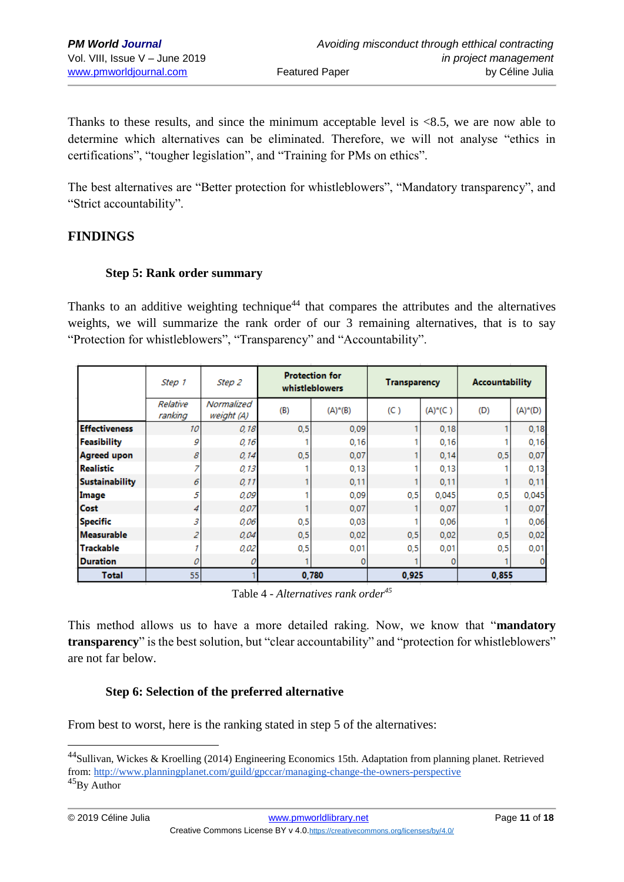Thanks to these results, and since the minimum acceptable level is <8.5, we are now able to determine which alternatives can be eliminated. Therefore, we will not analyse "ethics in certifications", "tougher legislation", and "Training for PMs on ethics".

The best alternatives are "Better protection for whistleblowers", "Mandatory transparency", and "Strict accountability".

## FINDINGS

### Step 5: Rank order summary

Thanks to an additive weighting technique[44] that compares the attributes and the alternatives weights, we will summarize the rank order of our 3 remaining alternatives, that is to say "Protection for whistleblowers", "Transparency" and "Accountability".

| | *Step 1* | *Step 2* | **Protection for whistleblowers** | | **Transparency** | | **Accountability** | |
|---|---|---|---|---|---|---|---|---|
| | *Relative ranking* | *Normalized weight (A)* | (B) | (A)*(B) | (C ) | (A)*(C ) | (D) | (A)*(D) |
| **Effectiveness** | *10* | *0,18* | 0,5 | 0,09 | 1 | 0,18 | 1 | 0,18 |
| **Feasibility** | *9* | *0,16* | 1 | 0,16 | 1 | 0,16 | 1 | 0,16 |
| **Agreed upon** | *8* | *0,14* | 0,5 | 0,07 | 1 | 0,14 | 0,5 | 0,07 |
| **Realistic** | *7* | *0,13* | 1 | 0,13 | 1 | 0,13 | 1 | 0,13 |
| **Sustainability** | *6* | *0,11* | 1 | 0,11 | 1 | 0,11 | 1 | 0,11 |
| **Image** | *5* | *0,09* | 1 | 0,09 | 0,5 | 0,045 | 0,5 | 0,045 |
| **Cost** | *4* | *0,07* | 1 | 0,07 | 1 | 0,07 | 1 | 0,07 |
| **Specific** | *3* | *0,06* | 0,5 | 0,03 | 1 | 0,06 | 1 | 0,06 |
| **Measurable** | *2* | *0,04* | 0,5 | 0,02 | 0,5 | 0,02 | 0,5 | 0,02 |
| **Trackable** | *1* | *0,02* | 0,5 | 0,01 | 0,5 | 0,01 | 0,5 | 0,01 |
| **Duration** | *0* | *0* | 1 | 0 | 1 | 0 | 1 | 0 |
| **Total** | 55 | 1 | **0,780** | | **0,925** | | **0,855** | |

Table 4 - *Alternatives rank order*[45]

This method allows us to have a more detailed raking. Now, we know that "**mandatory transparency**" is the best solution, but "clear accountability" and "protection for whistleblowers" are not far below.

### Step 6: Selection of the preferred alternative

From best to worst, here is the ranking stated in step 5 of the alternatives:

---

[44]Sullivan, Wickes & Kroelling (2014) Engineering Economics 15th. Adaptation from planning planet. Retrieved from: http://www.planningplanet.com/guild/gpccar/managing-change-the-owners-perspective

[45]By Author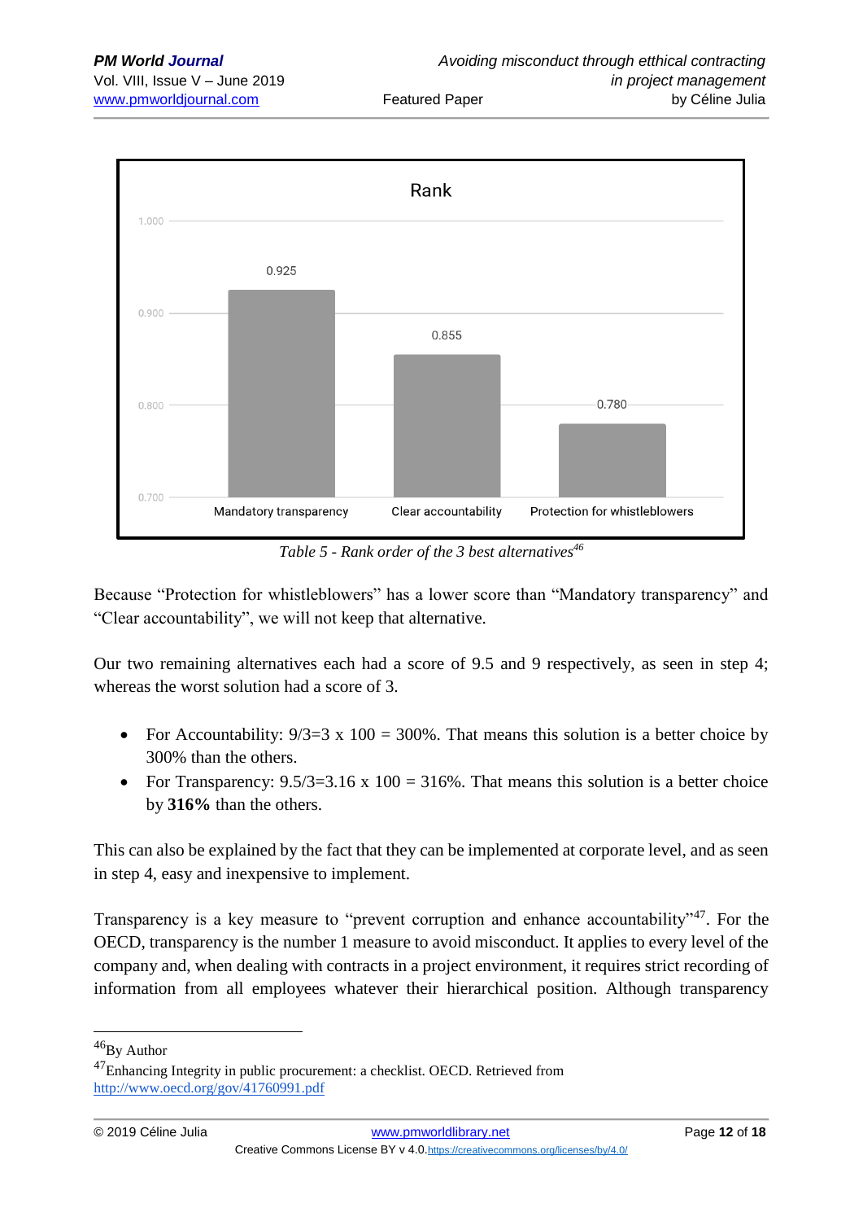Rank

| Alternative | Rank |
|---|---|
| Mandatory transparency | 0.925 |
| Clear accountability | 0.855 |
| Protection for whistleblowers | 0.780 |

*Table 5 - Rank order of the 3 best alternatives*[46]

Because “Protection for whistleblowers” has a lower score than “Mandatory transparency” and “Clear accountability”, we will not keep that alternative.

Our two remaining alternatives each had a score of 9.5 and 9 respectively, as seen in step 4; whereas the worst solution had a score of 3.

- For Accountability: 9/3=3 x 100 = 300%. That means this solution is a better choice by 300% than the others.
- For Transparency: 9.5/3=3.16 x 100 = 316%. That means this solution is a better choice by **316%** than the others.

This can also be explained by the fact that they can be implemented at corporate level, and as seen in step 4, easy and inexpensive to implement.

Transparency is a key measure to “prevent corruption and enhance accountability”[47]. For the OECD, transparency is the number 1 measure to avoid misconduct. It applies to every level of the company and, when dealing with contracts in a project environment, it requires strict recording of information from all employees whatever their hierarchical position. Although transparency

---

[46] By Author

[47] Enhancing Integrity in public procurement: a checklist. OECD. Retrieved from http://www.oecd.org/gov/41760991.pdf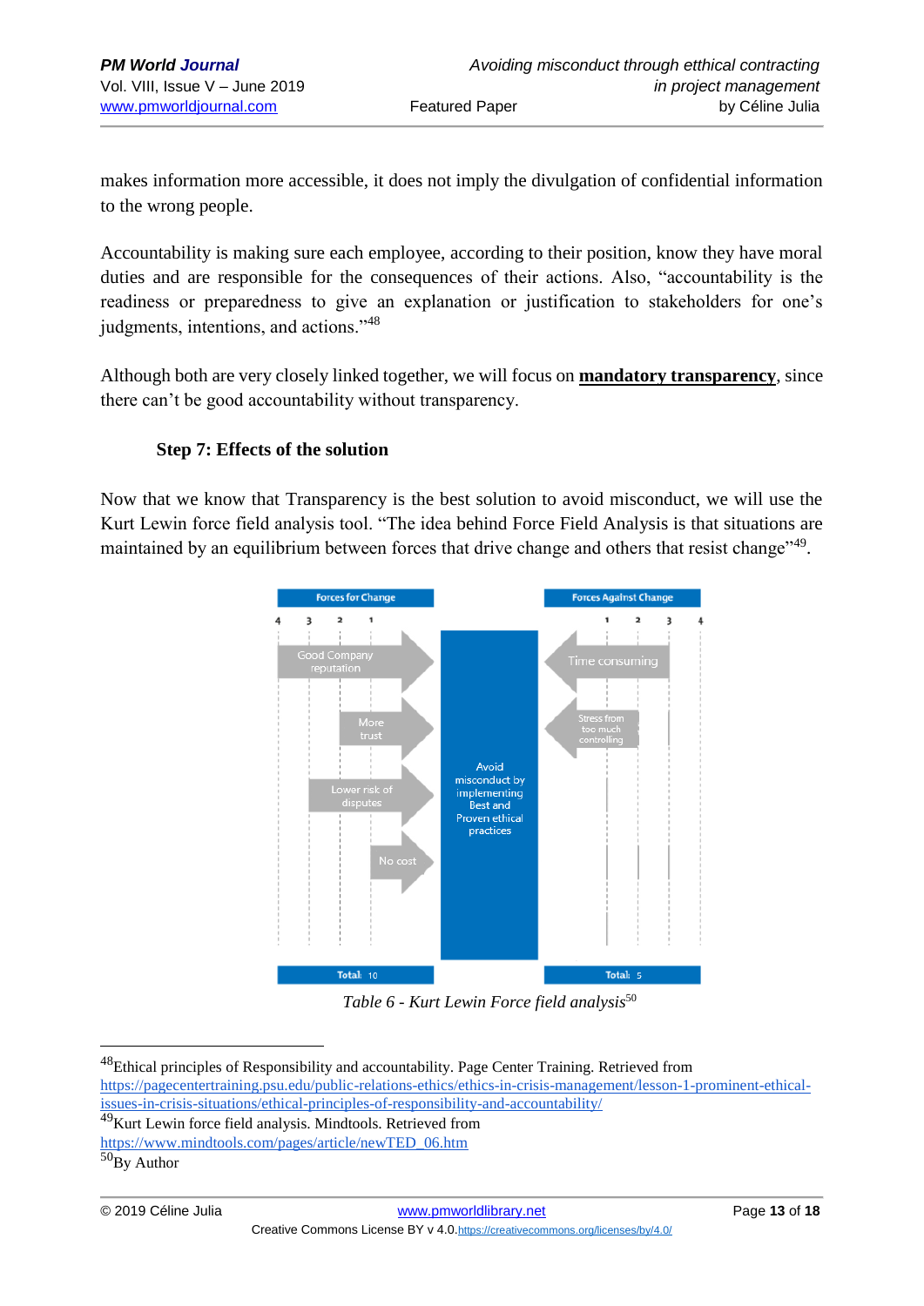makes information more accessible, it does not imply the divulgation of confidential information to the wrong people.

Accountability is making sure each employee, according to their position, know they have moral duties and are responsible for the consequences of their actions. Also, "accountability is the readiness or preparedness to give an explanation or justification to stakeholders for one's judgments, intentions, and actions."[48]

Although both are very closely linked together, we will focus on **mandatory transparency**, since there can't be good accountability without transparency.

### Step 7: Effects of the solution

Now that we know that Transparency is the best solution to avoid misconduct, we will use the Kurt Lewin force field analysis tool. "The idea behind Force Field Analysis is that situations are maintained by an equilibrium between forces that drive change and others that resist change"[49].

| Forces for Change | Score | Avoid misconduct by implementing Best and Proven ethical practices | Forces Against Change | Score |
|---|---|---|---|---|
| Good Company reputation | 4 | | Time consuming | 4 |
| More trust | 2 | | Stress from too much controlling | 1 |
| Lower risk of disputes | 3 | | | |
| No cost | 1 | | | |
| Total: 10 | | | Total: 5 | |

*Table 6 - Kurt Lewin Force field analysis*[50]

---

[48] Ethical principles of Responsibility and accountability. Page Center Training. Retrieved from https://pagecentertraining.psu.edu/public-relations-ethics/ethics-in-crisis-management/lesson-1-prominent-ethical-issues-in-crisis-situations/ethical-principles-of-responsibility-and-accountability/

[49] Kurt Lewin force field analysis. Mindtools. Retrieved from https://www.mindtools.com/pages/article/newTED_06.htm

[50] By Author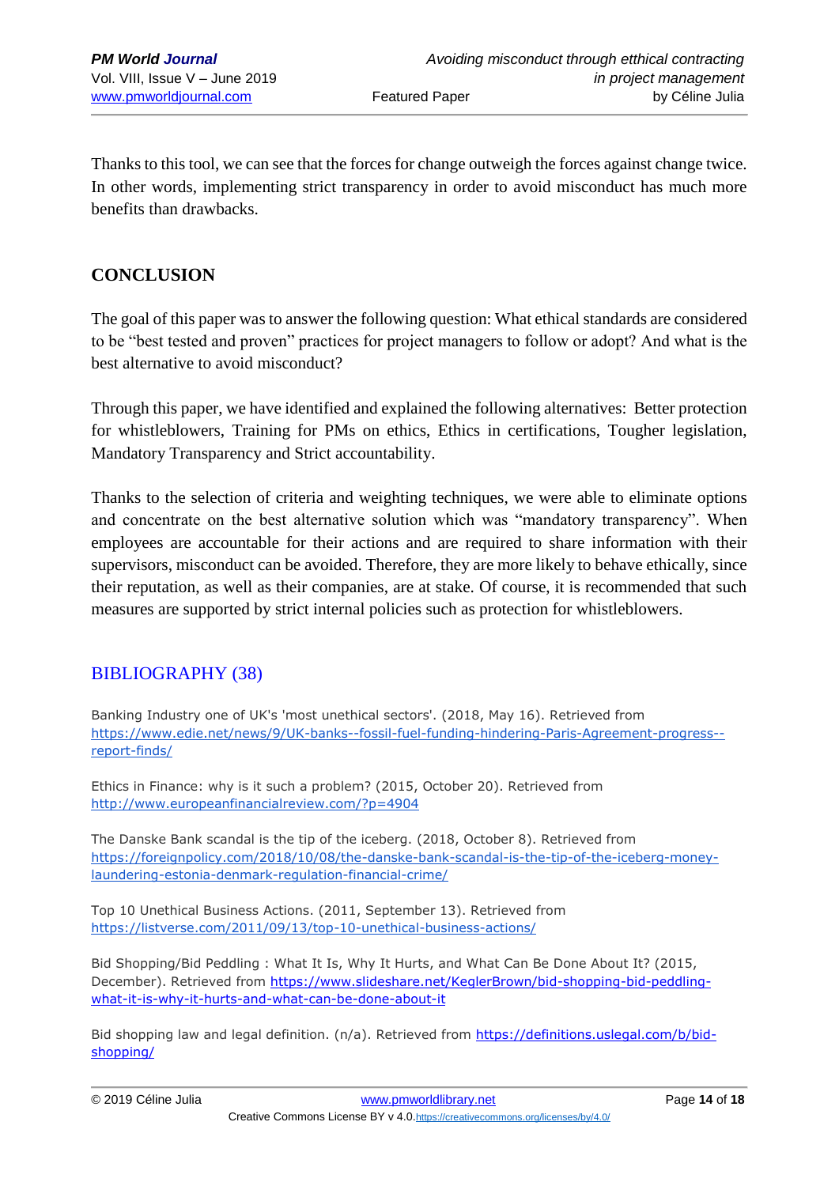Thanks to this tool, we can see that the forces for change outweigh the forces against change twice. In other words, implementing strict transparency in order to avoid misconduct has much more benefits than drawbacks.

## CONCLUSION

The goal of this paper was to answer the following question: What ethical standards are considered to be "best tested and proven" practices for project managers to follow or adopt? And what is the best alternative to avoid misconduct?

Through this paper, we have identified and explained the following alternatives: Better protection for whistleblowers, Training for PMs on ethics, Ethics in certifications, Tougher legislation, Mandatory Transparency and Strict accountability.

Thanks to the selection of criteria and weighting techniques, we were able to eliminate options and concentrate on the best alternative solution which was "mandatory transparency". When employees are accountable for their actions and are required to share information with their supervisors, misconduct can be avoided. Therefore, they are more likely to behave ethically, since their reputation, as well as their companies, are at stake. Of course, it is recommended that such measures are supported by strict internal policies such as protection for whistleblowers.

## BIBLIOGRAPHY (38)

Banking Industry one of UK's 'most unethical sectors'. (2018, May 16). Retrieved from https://www.edie.net/news/9/UK-banks--fossil-fuel-funding-hindering-Paris-Agreement-progress--report-finds/

Ethics in Finance: why is it such a problem? (2015, October 20). Retrieved from http://www.europeanfinancialreview.com/?p=4904

The Danske Bank scandal is the tip of the iceberg. (2018, October 8). Retrieved from https://foreignpolicy.com/2018/10/08/the-danske-bank-scandal-is-the-tip-of-the-iceberg-money-laundering-estonia-denmark-regulation-financial-crime/

Top 10 Unethical Business Actions. (2011, September 13). Retrieved from https://listverse.com/2011/09/13/top-10-unethical-business-actions/

Bid Shopping/Bid Peddling : What It Is, Why It Hurts, and What Can Be Done About It? (2015, December). Retrieved from https://www.slideshare.net/KeglerBrown/bid-shopping-bid-peddling-what-it-is-why-it-hurts-and-what-can-be-done-about-it

Bid shopping law and legal definition. (n/a). Retrieved from https://definitions.uslegal.com/b/bid-shopping/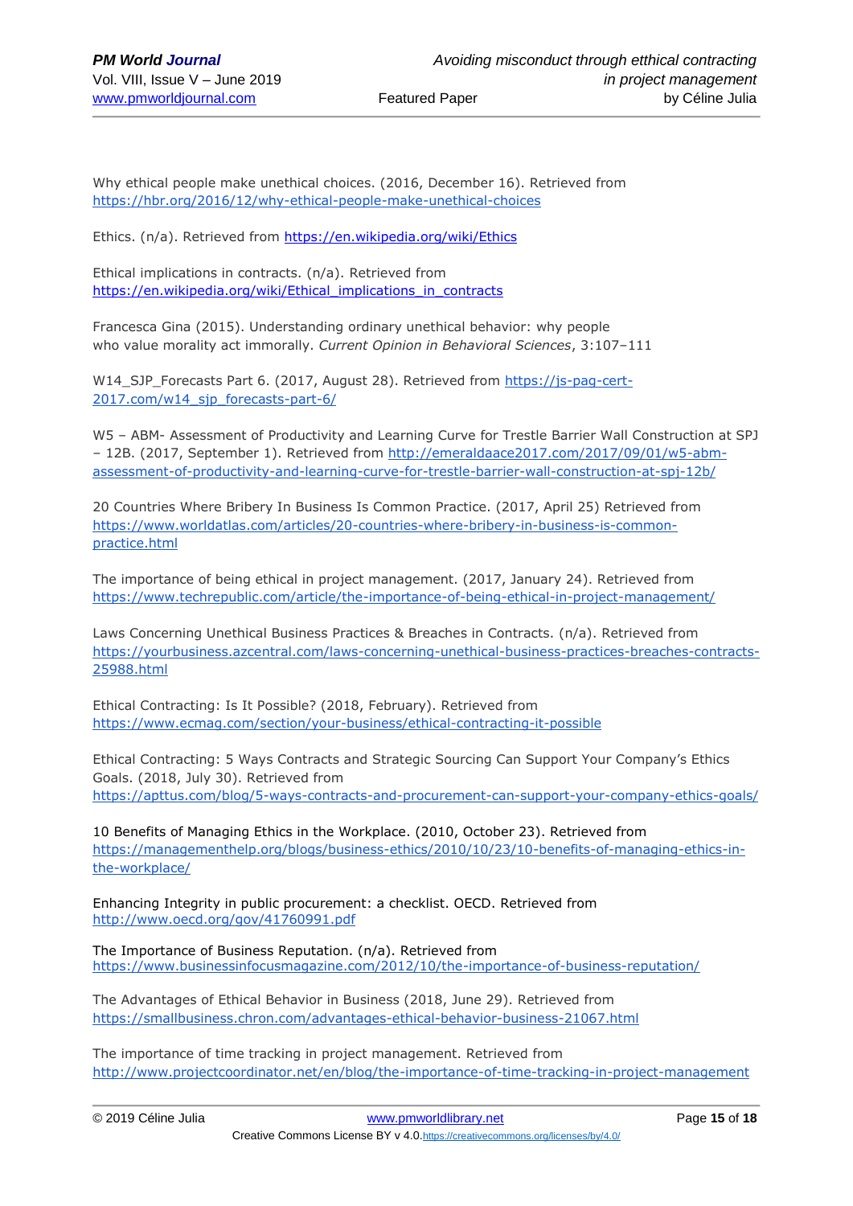Why ethical people make unethical choices. (2016, December 16). Retrieved from https://hbr.org/2016/12/why-ethical-people-make-unethical-choices

Ethics. (n/a). Retrieved from https://en.wikipedia.org/wiki/Ethics

Ethical implications in contracts. (n/a). Retrieved from https://en.wikipedia.org/wiki/Ethical_implications_in_contracts

Francesca Gina (2015). Understanding ordinary unethical behavior: why people who value morality act immorally. *Current Opinion in Behavioral Sciences*, 3:107–111

W14_SJP_Forecasts Part 6. (2017, August 28). Retrieved from https://js-pag-cert-2017.com/w14_sjp_forecasts-part-6/

W5 – ABM- Assessment of Productivity and Learning Curve for Trestle Barrier Wall Construction at SPJ – 12B. (2017, September 1). Retrieved from http://emeraldaace2017.com/2017/09/01/w5-abm-assessment-of-productivity-and-learning-curve-for-trestle-barrier-wall-construction-at-spj-12b/

20 Countries Where Bribery In Business Is Common Practice. (2017, April 25) Retrieved from https://www.worldatlas.com/articles/20-countries-where-bribery-in-business-is-common-practice.html

The importance of being ethical in project management. (2017, January 24). Retrieved from https://www.techrepublic.com/article/the-importance-of-being-ethical-in-project-management/

Laws Concerning Unethical Business Practices & Breaches in Contracts. (n/a). Retrieved from https://yourbusiness.azcentral.com/laws-concerning-unethical-business-practices-breaches-contracts-25988.html

Ethical Contracting: Is It Possible? (2018, February). Retrieved from https://www.ecmag.com/section/your-business/ethical-contracting-it-possible

Ethical Contracting: 5 Ways Contracts and Strategic Sourcing Can Support Your Company's Ethics Goals. (2018, July 30). Retrieved from https://apttus.com/blog/5-ways-contracts-and-procurement-can-support-your-company-ethics-goals/

10 Benefits of Managing Ethics in the Workplace. (2010, October 23). Retrieved from https://managementhelp.org/blogs/business-ethics/2010/10/23/10-benefits-of-managing-ethics-in-the-workplace/

Enhancing Integrity in public procurement: a checklist. OECD. Retrieved from http://www.oecd.org/gov/41760991.pdf

The Importance of Business Reputation. (n/a). Retrieved from https://www.businessinfocusmagazine.com/2012/10/the-importance-of-business-reputation/

The Advantages of Ethical Behavior in Business (2018, June 29). Retrieved from https://smallbusiness.chron.com/advantages-ethical-behavior-business-21067.html

The importance of time tracking in project management. Retrieved from http://www.projectcoordinator.net/en/blog/the-importance-of-time-tracking-in-project-management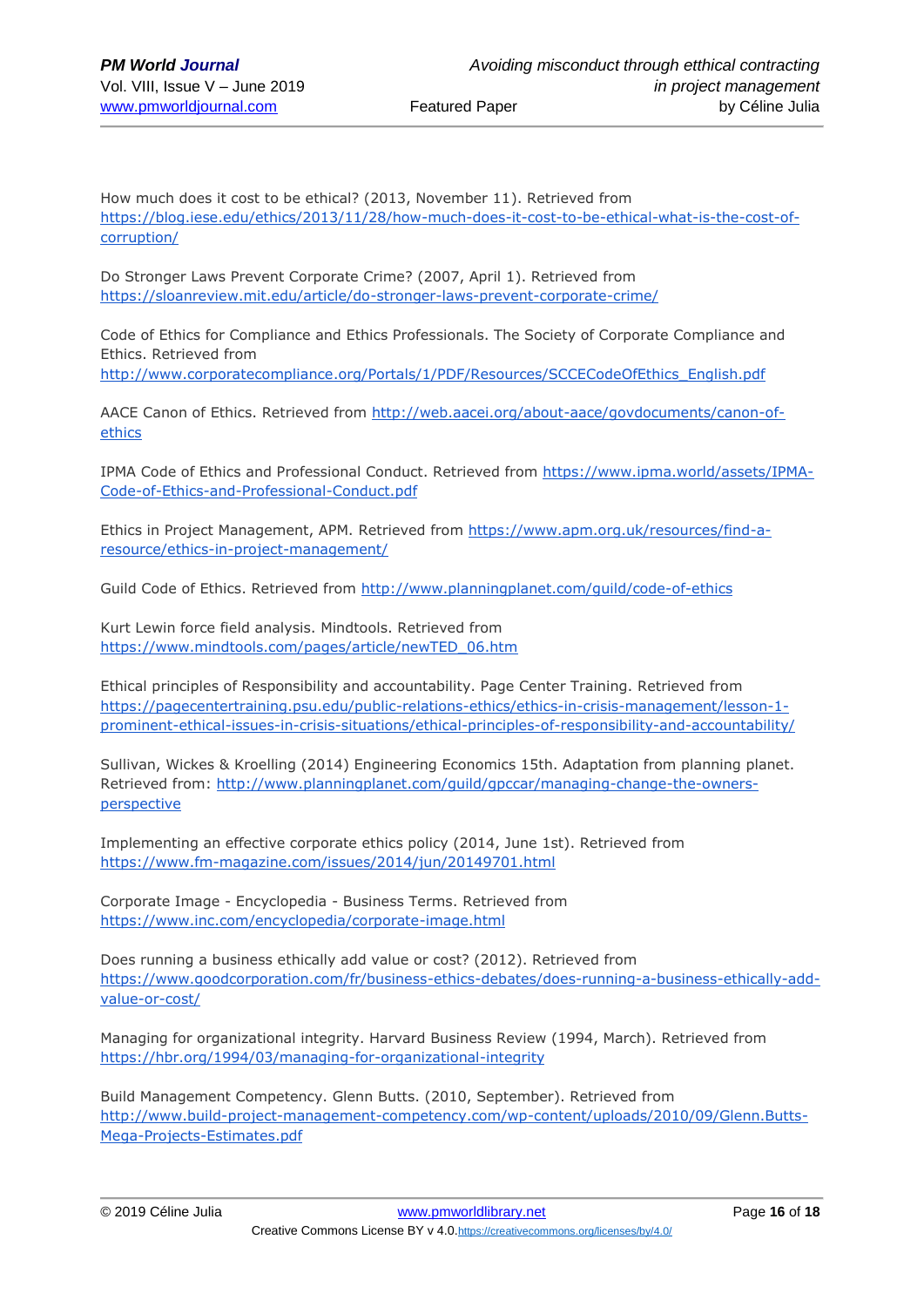How much does it cost to be ethical? (2013, November 11). Retrieved from https://blog.iese.edu/ethics/2013/11/28/how-much-does-it-cost-to-be-ethical-what-is-the-cost-of-corruption/

Do Stronger Laws Prevent Corporate Crime? (2007, April 1). Retrieved from https://sloanreview.mit.edu/article/do-stronger-laws-prevent-corporate-crime/

Code of Ethics for Compliance and Ethics Professionals. The Society of Corporate Compliance and Ethics. Retrieved from http://www.corporatecompliance.org/Portals/1/PDF/Resources/SCCECodeOfEthics_English.pdf

AACE Canon of Ethics. Retrieved from http://web.aacei.org/about-aace/govdocuments/canon-of-ethics

IPMA Code of Ethics and Professional Conduct. Retrieved from https://www.ipma.world/assets/IPMA-Code-of-Ethics-and-Professional-Conduct.pdf

Ethics in Project Management, APM. Retrieved from https://www.apm.org.uk/resources/find-a-resource/ethics-in-project-management/

Guild Code of Ethics. Retrieved from http://www.planningplanet.com/guild/code-of-ethics

Kurt Lewin force field analysis. Mindtools. Retrieved from https://www.mindtools.com/pages/article/newTED_06.htm

Ethical principles of Responsibility and accountability. Page Center Training. Retrieved from https://pagecentertraining.psu.edu/public-relations-ethics/ethics-in-crisis-management/lesson-1-prominent-ethical-issues-in-crisis-situations/ethical-principles-of-responsibility-and-accountability/

Sullivan, Wickes & Kroelling (2014) Engineering Economics 15th. Adaptation from planning planet. Retrieved from: http://www.planningplanet.com/guild/gpccar/managing-change-the-owners-perspective

Implementing an effective corporate ethics policy (2014, June 1st). Retrieved from https://www.fm-magazine.com/issues/2014/jun/20149701.html

Corporate Image - Encyclopedia - Business Terms. Retrieved from https://www.inc.com/encyclopedia/corporate-image.html

Does running a business ethically add value or cost? (2012). Retrieved from https://www.goodcorporation.com/fr/business-ethics-debates/does-running-a-business-ethically-add-value-or-cost/

Managing for organizational integrity. Harvard Business Review (1994, March). Retrieved from https://hbr.org/1994/03/managing-for-organizational-integrity

Build Management Competency. Glenn Butts. (2010, September). Retrieved from http://www.build-project-management-competency.com/wp-content/uploads/2010/09/Glenn.Butts-Mega-Projects-Estimates.pdf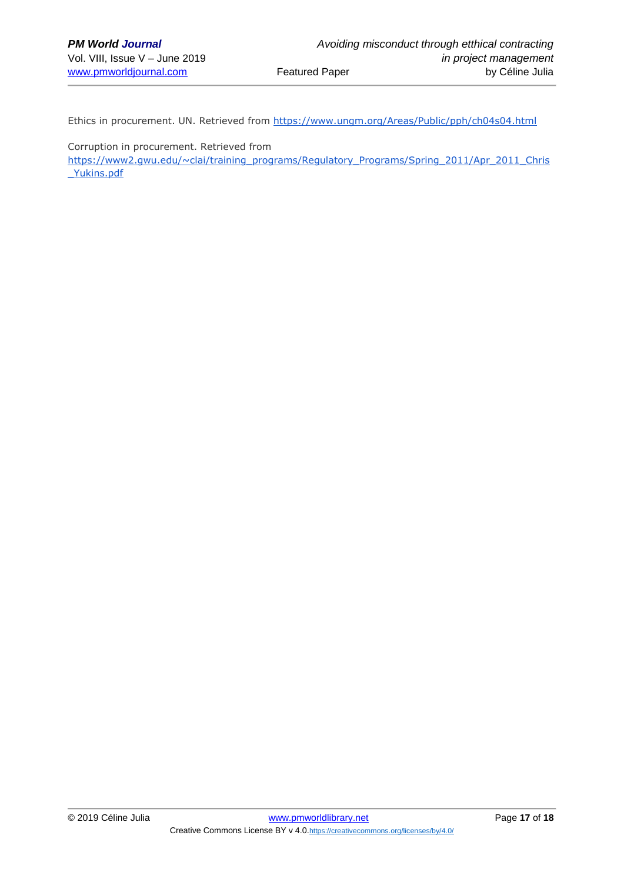Ethics in procurement. UN. Retrieved from https://www.ungm.org/Areas/Public/pph/ch04s04.html

Corruption in procurement. Retrieved from https://www2.gwu.edu/~clai/training_programs/Regulatory_Programs/Spring_2011/Apr_2011_Chris_Yukins.pdf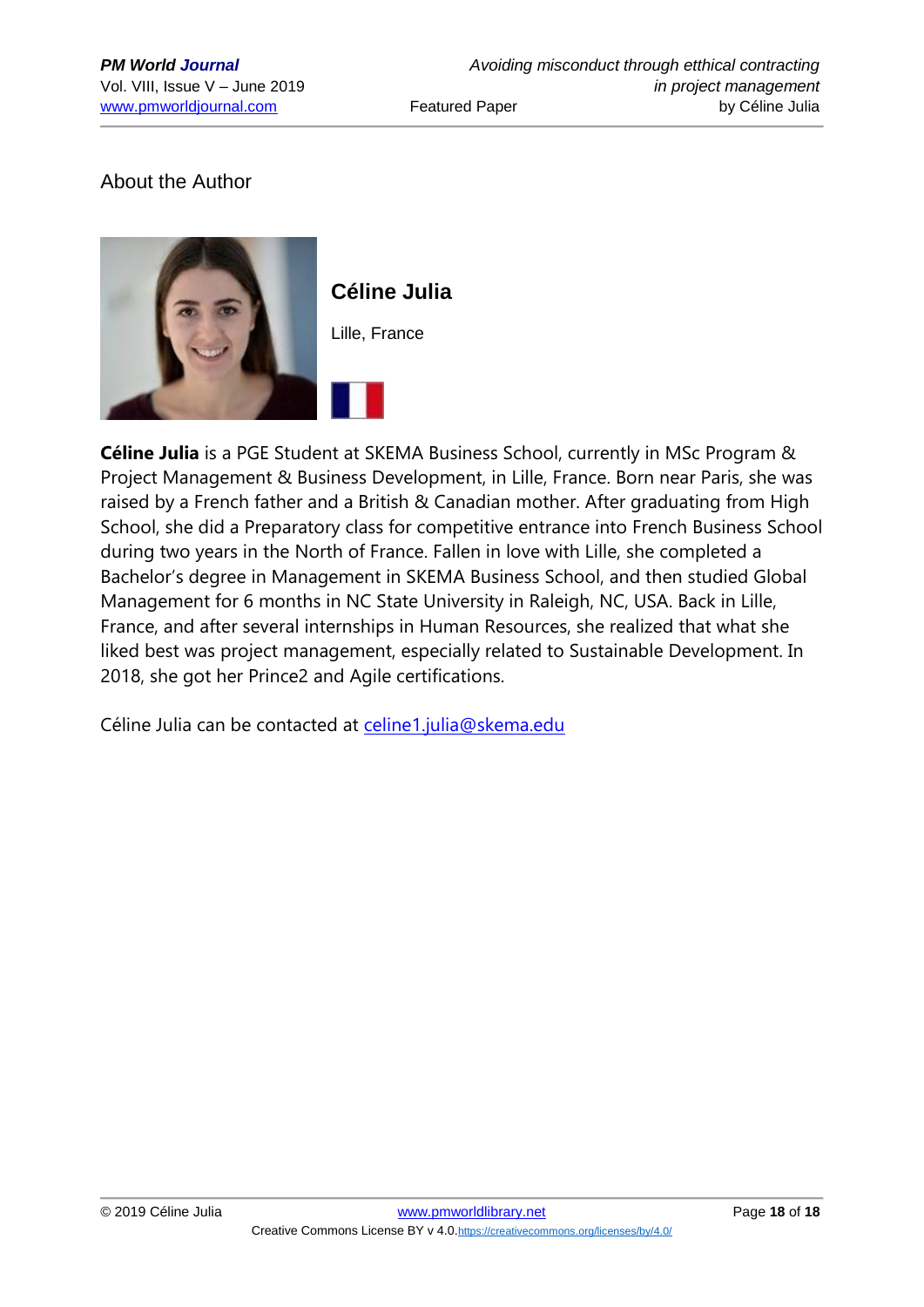## About the Author

### Céline Julia

Lille, France

**Céline Julia** is a PGE Student at SKEMA Business School, currently in MSc Program & Project Management & Business Development, in Lille, France. Born near Paris, she was raised by a French father and a British & Canadian mother. After graduating from High School, she did a Preparatory class for competitive entrance into French Business School during two years in the North of France. Fallen in love with Lille, she completed a Bachelor's degree in Management in SKEMA Business School, and then studied Global Management for 6 months in NC State University in Raleigh, NC, USA. Back in Lille, France, and after several internships in Human Resources, she realized that what she liked best was project management, especially related to Sustainable Development. In 2018, she got her Prince2 and Agile certifications.

Céline Julia can be contacted at celine1.julia@skema.edu